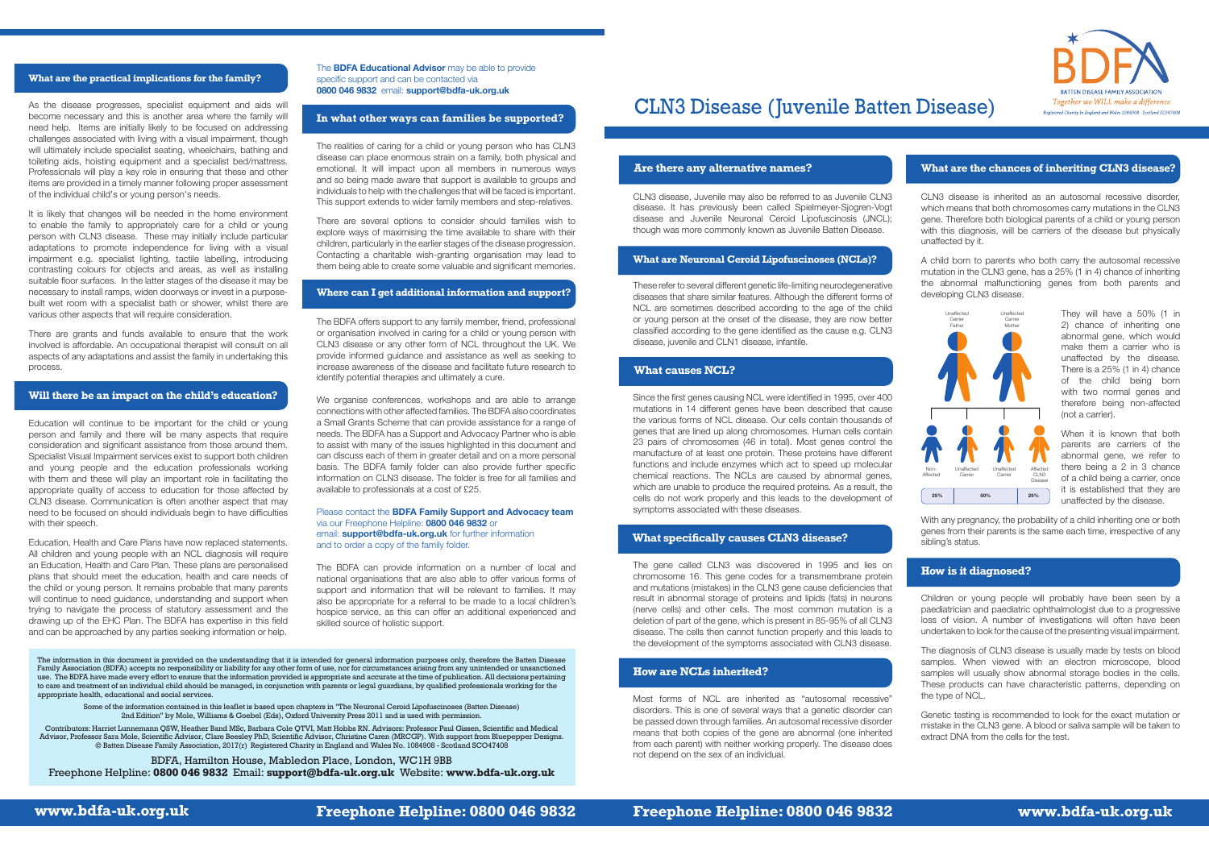# CLN3 Disease (Juvenile Batten Disease)

BDFA – Batten Disease Family Association – *Together we WILL make a difference*

Registered Charity in England and Wales 1084908 · Scotland SC047408

## Are there any alternative names?

CLN3 disease, Juvenile may also be referred to as Juvenile CLN3 disease. It has previously been called Spielmeyer-Sjogren-Vogt disease and Juvenile Neuronal Ceroid Lipofuscinosis (JNCL); though was more commonly known as Juvenile Batten Disease.

## What are Neuronal Ceroid Lipofuscinoses (NCLs)?

These refer to several different genetic life-limiting neurodegenerative diseases that share similar features. Although the different forms of NCL are sometimes described according to the age of the child or young person at the onset of the disease, they are now better classified according to the gene identified as the cause e.g. CLN3 disease, juvenile and CLN1 disease, infantile.

## What causes NCL?

Since the first genes causing NCL were identified in 1995, over 400 mutations in 14 different genes have been described that cause the various forms of NCL disease. Our cells contain thousands of genes that are lined up along chromosomes. Human cells contain 23 pairs of chromosomes (46 in total). Most genes control the manufacture of at least one protein. These proteins have different functions and include enzymes which act to speed up molecular chemical reactions. The NCLs are caused by abnormal genes, which are unable to produce the required proteins. As a result, the cells do not work properly and this leads to the development of symptoms associated with these diseases.

## What specifically causes CLN3 disease?

The gene called CLN3 was discovered in 1995 and lies on chromosome 16. This gene codes for a transmembrane protein and mutations (mistakes) in the CLN3 gene cause deficiencies that result in abnormal storage of proteins and lipids (fats) in neurons (nerve cells) and other cells. The most common mutation is a deletion of part of the gene, which is present in 85-95% of all CLN3 disease. The cells then cannot function properly and this leads to the development of the symptoms associated with CLN3 disease.

## How are NCLs inherited?

Most forms of NCL are inherited as "autosomal recessive" disorders. This is one of several ways that a genetic disorder can be passed down through families. An autosomal recessive disorder means that both copies of the gene are abnormal (one inherited from each parent) with neither working properly. The disease does not depend on the sex of an individual.

## What are the chances of inheriting CLN3 disease?

CLN3 disease is inherited as an autosomal recessive disorder, which means that both chromosomes carry mutations in the CLN3 gene. Therefore both biological parents of a child or young person with this diagnosis, will be carriers of the disease but physically unaffected by it.

A child born to parents who both carry the autosomal recessive mutation in the CLN3 gene, has a 25% (1 in 4) chance of inheriting the abnormal malfunctioning genes from both parents and developing CLN3 disease.

Unaffected Carrier Father · Unaffected Carrier Mother

Non-Affected · Unaffected Carrier · Unaffected Carrier · Affected CLN3 Disease

| 25% | 50% | 25% |
|---|---|---|

They will have a 50% (1 in 2) chance of inheriting one abnormal gene, which would make them a carrier who is unaffected by the disease. There is a 25% (1 in 4) chance of the child being born with two normal genes and therefore being non-affected (not a carrier).

When it is known that both parents are carriers of the abnormal gene, we refer to there being a 2 in 3 chance of a child being a carrier, once it is established that they are unaffected by the disease.

With any pregnancy, the probability of a child inheriting one or both genes from their parents is the same each time, irrespective of any sibling's status.

## How is it diagnosed?

Children or young people will probably have been seen by a paediatrician and paediatric ophthalmologist due to a progressive loss of vision. A number of investigations will often have been undertaken to look for the cause of the presenting visual impairment.

The diagnosis of CLN3 disease is usually made by tests on blood samples. When viewed with an electron microscope, blood samples will usually show abnormal storage bodies in the cells. These procedures can have characteristic patterns, depending on the type of NCL.

Genetic testing is recommended to look for the exact mutation or mistake in the CLN3 gene. A blood or saliva sample will be taken to extract DNA from the cells for the test.

## What are the practical implications for the family?

As the disease progresses, specialist equipment and aids will become necessary and this is another area where the family will need help. Items are initially likely to be focused on addressing challenges associated with living with a visual impairment, though will ultimately include specialist seating, wheelchairs, bathing and toileting aids, hoisting equipment and a specialist bed/mattress. Professionals will play a key role in ensuring that these and other items are provided in a timely manner following proper assessment of the individual child's or young person's needs.

It is likely that changes will be needed in the home environment to enable the family to appropriately care for a child or young person with CLN3 disease. These may initially include particular adaptations to promote independence for living with a visual impairment e.g. specialist lighting, tactile labelling, introducing contrasting colours for objects and areas, as well as installing suitable floor surfaces. In the latter stages of the disease it may be necessary to install ramps, widen doorways or invest in a purpose-built wet room with a specialist bath or shower, whilst there are various other aspects that will require consideration.

There are grants and funds available to ensure that the work involved is affordable. An occupational therapist will consult on all aspects of any adaptations and assist the family in undertaking this process.

## Will there be an impact on the child's education?

Education will continue to be important for the child or young person and family and there will be many aspects that require consideration and significant assistance from those around them. Specialist Visual Impairment services exist to support both children and young people and the education professionals working with them and these will play an important role in facilitating the appropriate quality of access to education for those affected by CLN3 disease. Communication is often another aspect that may need to be focused on should individuals begin to have difficulties with their speech.

Education, Health and Care Plans have now replaced statements. All children and young people with an NCL diagnosis will require an Education, Health and Care Plan. These plans are personalised plans that should meet the education, health and care needs of the child or young person. It remains probable that many parents will continue to need guidance, understanding and support when trying to navigate the process of statutory assessment and the drawing up of the EHC Plan. The BDFA has expertise in this field and can be approached by any parties seeking information or help.

The **BDFA Educational Advisor** may be able to provide specific support and can be contacted via **0800 046 9832** email: **support@bdfa-uk.org.uk**

## In what other ways can families be supported?

The realities of caring for a child or young person who has CLN3 disease can place enormous strain on a family, both physical and emotional. It will impact upon all members in numerous ways and so being made aware that support is available to groups and individuals to help with the challenges that will be faced is important. This support extends to wider family members and step-relatives.

There are several options to consider should families wish to explore ways of maximising the time available to share with their children, particularly in the earlier stages of the disease progression. Contacting a charitable wish-granting organisation may lead to them being able to create some valuable and significant memories.

## Where can I get additional information and support?

The BDFA offers support to any family member, friend, professional or organisation involved in caring for a child or young person with CLN3 disease or any other form of NCL throughout the UK. We provide informed guidance and assistance as well as seeking to increase awareness of the disease and facilitate future research to identify potential therapies and ultimately a cure.

We organise conferences, workshops and are able to arrange connections with other affected families. The BDFA also coordinates a Small Grants Scheme that can provide assistance for a range of needs. The BDFA has a Support and Advocacy Partner who is able to assist with many of the issues highlighted in this document and can discuss each of them in greater detail and on a more personal basis. The BDFA family folder can also provide further specific information on CLN3 disease. The folder is free for all families and available to professionals at a cost of £25.

Please contact the **BDFA Family Support and Advocacy team** via our Freephone Helpline: **0800 046 9832** or email: **support@bdfa-uk.org.uk** for further information and to order a copy of the family folder.

The BDFA can provide information on a number of local and national organisations that are also able to offer various forms of support and information that will be relevant to families. It may also be appropriate for a referral to be made to a local children's hospice service, as this can offer an additional experienced and skilled source of holistic support.

The information in this document is provided on the understanding that it is intended for general information purposes only, therefore the Batten Disease Family Association (BDFA) accepts no responsibility or liability for any other form of use, nor for circumstances arising from any unintended or unsanctioned use. The BDFA have made every effort to ensure that the information provided is appropriate and accurate at the time of publication. All decisions pertaining to care and treatment of an individual child should be managed, in conjunction with parents or legal guardians, by qualified health, educational and social services.

Some of the information contained in this leaflet is based upon chapters in "The Neuronal Ceroid Lipofuscinoses (Batten Disease) 2nd Edition" by Mole, Williams & Goebel (Eds), Oxford University Press 2011 and is used with permission.

Contributors: Harriet Lunnemann QSW, Heather Band MSc, Barbara Cole QTVI, Matt Hobbs RN. Advisors: Professor Paul Gissen, Scientific and Medical Advisor, Professor Sara Mole, Scientific Advisor, Clare Beesley PhD, Scientific Advisor, Christine Caren (MRCGP). With support from Bluepepper Designs. © Batten Disease Family Association, 2017(r) Registered Charity in England and Wales No. 1084908 - Scotland SCO47408

BDFA, Hamilton House, Mabledon Place, London, WC1H 9BB
Freephone Helpline: **0800 046 9832** Email: **support@bdfa-uk.org.uk** Website: **www.bdfa-uk.org.uk**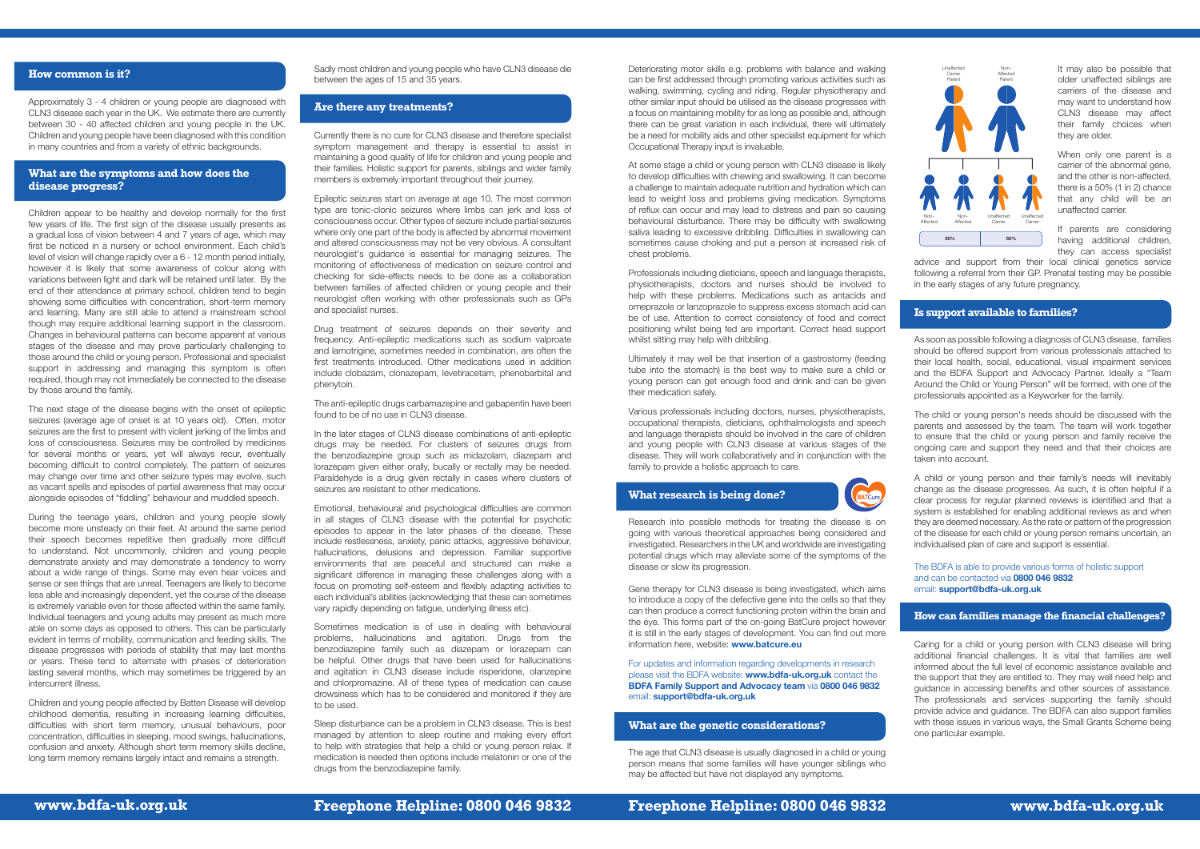## How common is it?

Approximately 3 - 4 children or young people are diagnosed with CLN3 disease each year in the UK. We estimate there are currently between 30 - 40 affected children and young people in the UK. Children and young people have been diagnosed with this condition in many countries and from a variety of ethnic backgrounds.

## What are the symptoms and how does the disease progress?

Children appear to be healthy and develop normally for the first few years of life. The first sign of the disease usually presents as a gradual loss of vision between 4 and 7 years of age, which may first be noticed in a nursery or school environment. Each child's level of vision will change rapidly over a 6 - 12 month period initially, however it is likely that some awareness of colour along with variations between light and dark will be retained until later. By the end of their attendance at primary school, children tend to begin showing some difficulties with concentration, short-term memory and learning. Many are still able to attend a mainstream school though may require additional learning support in the classroom. Changes in behavioural patterns can become apparent at various stages of the disease and may prove particularly challenging to those around the child or young person. Professional and specialist support in addressing and managing this symptom is often required, though may not immediately be connected to the disease by those around the family.

The next stage of the disease begins with the onset of epileptic seizures (average age of onset is at 10 years old). Often, motor seizures are the first to present with violent jerking of the limbs and loss of consciousness. Seizures may be controlled by medicines for several months or years, yet will always recur, eventually becoming difficult to control completely. The pattern of seizures may change over time and other seizure types may evolve, such as vacant spells and episodes of partial awareness that may occur alongside episodes of "fiddling" behaviour and muddled speech.

During the teenage years, children and young people slowly become more unsteady on their feet. At around the same period their speech becomes repetitive then gradually more difficult to understand. Not uncommonly, children and young people demonstrate anxiety and may demonstrate a tendency to worry about a wide range of things. Some may even hear voices and sense or see things that are unreal. Teenagers are likely to become less able and increasingly dependent, yet the course of the disease is extremely variable even for those affected within the same family. Individual teenagers and young adults may present as much more able on some days as opposed to others. This can be particularly evident in terms of mobility, communication and feeding skills. The disease progresses with periods of stability that may last months or years. These tend to alternate with phases of deterioration lasting several months, which may sometimes be triggered by an intercurrent illness.

Children and young people affected by Batten Disease will develop childhood dementia, resulting in increasing learning difficulties, difficulties with short term memory, unusual behaviours, poor concentration, difficulties in sleeping, mood swings, hallucinations, confusion and anxiety. Although short term memory skills decline, long term memory remains largely intact and remains a strength.

Sadly most children and young people who have CLN3 disease die between the ages of 15 and 35 years.

## Are there any treatments?

Currently there is no cure for CLN3 disease and therefore specialist symptom management and therapy is essential to assist in maintaining a good quality of life for children and young people and their families. Holistic support for parents, siblings and wider family members is extremely important throughout their journey.

Epileptic seizures start on average at age 10. The most common type are tonic-clonic seizures where limbs can jerk and loss of consciousness occur. Other types of seizure include partial seizures where only one part of the body is affected by abnormal movement and altered consciousness may not be very obvious. A consultant neurologist's guidance is essential for managing seizures. The monitoring of effectiveness of medication on seizure control and checking for side-effects needs to be done as a collaboration between families of affected children or young people and their neurologist often working with other professionals such as GPs and specialist nurses.

Drug treatment of seizures depends on their severity and frequency. Anti-epileptic medications such as sodium valproate and lamotrigine, sometimes needed in combination, are often the first treatments introduced. Other medications used in addition include clobazam, clonazepam, levetiracetam, phenobarbital and phenytoin.

The anti-epileptic drugs carbamazepine and gabapentin have been found to be of no use in CLN3 disease.

In the later stages of CLN3 disease combinations of anti-epileptic drugs may be needed. For clusters of seizures drugs from the benzodiazepine group such as midazolam, diazepam and lorazepam given either orally, bucally or rectally may be needed. Paraldehyde is a drug given rectally in cases where clusters of seizures are resistant to other medications.

Emotional, behavioural and psychological difficulties are common in all stages of CLN3 disease with the potential for psychotic episodes to appear in the later phases of the disease. These include restlessness, anxiety, panic attacks, aggressive behaviour, hallucinations, delusions and depression. Familiar supportive environments that are peaceful and structured can make a significant difference in managing these challenges along with a focus on promoting self-esteem and flexibly adapting activities to each individual's abilities (acknowledging that these can sometimes vary rapidly depending on fatigue, underlying illness etc).

Sometimes medication is of use in dealing with behavioural problems, hallucinations and agitation. Drugs from the benzodiazepine family such as diazepam or lorazepam can be helpful. Other drugs that have been used for hallucinations and agitation in CLN3 disease include risperidone, olanzepine and chlorpromazine. All of these types of medication can cause drowsiness which has to be considered and monitored if they are to be used.

Sleep disturbance can be a problem in CLN3 disease. This is best managed by attention to sleep routine and making every effort to help with strategies that help a child or young person relax. If medication is needed then options include melatonin or one of the drugs from the benzodiazepine family.

Deteriorating motor skills e.g. problems with balance and walking can be first addressed through promoting various activities such as walking, swimming, cycling and riding. Regular physiotherapy and other similar input should be utilised as the disease progresses with a focus on maintaining mobility for as long as possible and, although there can be great variation in each individual, there will ultimately be a need for mobility aids and other specialist equipment for which Occupational Therapy input is invaluable.

At some stage a child or young person with CLN3 disease is likely to develop difficulties with chewing and swallowing. It can become a challenge to maintain adequate nutrition and hydration which can lead to weight loss and problems giving medication. Symptoms of reflux can occur and may lead to distress and pain so causing behavioural disturbance. There may be difficulty with swallowing saliva leading to excessive dribbling. Difficulties in swallowing can sometimes cause choking and put a person at increased risk of chest problems.

Professionals including dieticians, speech and language therapists, physiotherapists, doctors and nurses should be involved to help with these problems. Medications such as antacids and omeprazole or lanzoprazole to suppress excess stomach acid can be of use. Attention to correct consistency of food and correct positioning whilst being fed are important. Correct head support whilst sitting may help with dribbling.

Ultimately it may well be that insertion of a gastrostomy (feeding tube into the stomach) is the best way to make sure a child or young person can get enough food and drink and can be given their medication safely.

Various professionals including doctors, nurses, physiotherapists, occupational therapists, dieticians, ophthalmologists and speech and language therapists should be involved in the care of children and young people with CLN3 disease at various stages of the disease. They will work collaboratively and in conjunction with the family to provide a holistic approach to care.

## What research is being done?

Research into possible methods for treating the disease is on going with various theoretical approaches being considered and investigated. Researchers in the UK and worldwide are investigating potential drugs which may alleviate some of the symptoms of the disease or slow its progression.

Gene therapy for CLN3 disease is being investigated, which aims to introduce a copy of the defective gene into the cells so that they can then produce a correct functioning protein within the brain and the eye. This forms part of the on-going BatCure project however it is still in the early stages of development. You can find out more information here, website: **www.batcure.eu**

For updates and information regarding developments in research please visit the BDFA website: **www.bdfa-uk.org.uk** contact the **BDFA Family Support and Advocacy team** via **0800 046 9832** email: **support@bdfa-uk.org.uk**

## What are the genetic considerations?

The age that CLN3 disease is usually diagnosed in a child or young person means that some families will have younger siblings who may be affected but have not displayed any symptoms.

Unaffected Carrier Parent
Non-Affected Parent
Non-Affected
Non-Affected
Unaffected Carrier
Unaffected Carrier
50%
50%

It may also be possible that older unaffected siblings are carriers of the disease and may want to understand how CLN3 disease may affect their family choices when they are older.

When only one parent is a carrier of the abnormal gene, and the other is non-affected, there is a 50% (1 in 2) chance that any child will be an unaffected carrier.

If parents are considering having additional children, they can access specialist advice and support from their local clinical genetics service following a referral from their GP. Prenatal testing may be possible in the early stages of any future pregnancy.

## Is support available to families?

As soon as possible following a diagnosis of CLN3 disease, families should be offered support from various professionals attached to their local health, social, educational, visual impairment services and the BDFA Support and Advocacy Partner. Ideally a "Team Around the Child or Young Person" will be formed, with one of the professionals appointed as a Keyworker for the family.

The child or young person's needs should be discussed with the parents and assessed by the team. The team will work together to ensure that the child or young person and family receive the ongoing care and support they need and that their choices are taken into account.

A child or young person and their family's needs will inevitably change as the disease progresses. As such, it is often helpful if a clear process for regular planned reviews is identified and that a system is established for enabling additional reviews as and when they are deemed necessary. As the rate or pattern of the progression of the disease for each child or young person remains uncertain, an individualised plan of care and support is essential.

The BDFA is able to provide various forms of holistic support and can be contacted via **0800 046 9832** email: **support@bdfa-uk.org.uk**

## How can families manage the financial challenges?

Caring for a child or young person with CLN3 disease will bring additional financial challenges. It is vital that families are well informed about the full level of economic assistance available and the support that they are entitled to. They may well need help and guidance in accessing benefits and other sources of assistance. The professionals and services supporting the family should provide advice and guidance. The BDFA can also support families with these issues in various ways, the Small Grants Scheme being one particular example.

**www.bdfa-uk.org.uk** **Freephone Helpline: 0800 046 9832**